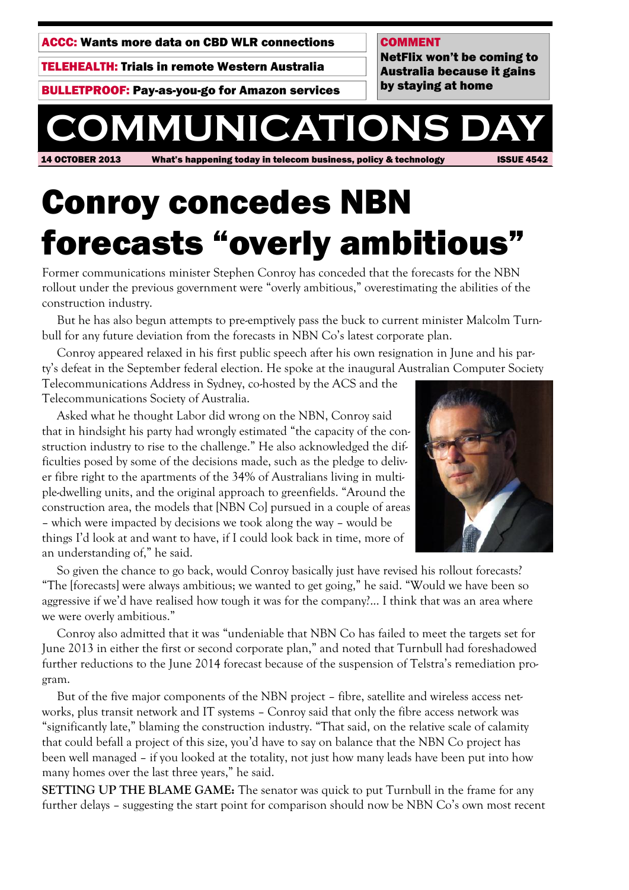**ACCC:** Wants more data on CBD WLR connections

**TELEHEALTH:** Trials in remote Western Australia

**BULLETPROOF:** Pay-as-you-go for Amazon services

**COMMENT**
**NetFlix won't be coming to Australia because it gains by staying at home**

# COMMUNICATIONS DAY

**14 OCTOBER 2013** **What's happening today in telecom business, policy & technology** **ISSUE 4542**

# Conroy concedes NBN forecasts "overly ambitious"

Former communications minister Stephen Conroy has conceded that the forecasts for the NBN rollout under the previous government were "overly ambitious," overestimating the abilities of the construction industry.

But he has also begun attempts to pre-emptively pass the buck to current minister Malcolm Turnbull for any future deviation from the forecasts in NBN Co's latest corporate plan.

Conroy appeared relaxed in his first public speech after his own resignation in June and his party's defeat in the September federal election. He spoke at the inaugural Australian Computer Society Telecommunications Address in Sydney, co-hosted by the ACS and the Telecommunications Society of Australia.

Asked what he thought Labor did wrong on the NBN, Conroy said that in hindsight his party had wrongly estimated "the capacity of the construction industry to rise to the challenge." He also acknowledged the difficulties posed by some of the decisions made, such as the pledge to deliver fibre right to the apartments of the 34% of Australians living in multiple-dwelling units, and the original approach to greenfields. "Around the construction area, the models that [NBN Co] pursued in a couple of areas – which were impacted by decisions we took along the way – would be things I'd look at and want to have, if I could look back in time, more of an understanding of," he said.

So given the chance to go back, would Conroy basically just have revised his rollout forecasts? "The [forecasts] were always ambitious; we wanted to get going," he said. "Would we have been so aggressive if we'd have realised how tough it was for the company?... I think that was an area where we were overly ambitious."

Conroy also admitted that it was "undeniable that NBN Co has failed to meet the targets set for June 2013 in either the first or second corporate plan," and noted that Turnbull had foreshadowed further reductions to the June 2014 forecast because of the suspension of Telstra's remediation program.

But of the five major components of the NBN project – fibre, satellite and wireless access networks, plus transit network and IT systems – Conroy said that only the fibre access network was "significantly late," blaming the construction industry. "That said, on the relative scale of calamity that could befall a project of this size, you'd have to say on balance that the NBN Co project has been well managed – if you looked at the totality, not just how many leads have been put into how many homes over the last three years," he said.

**SETTING UP THE BLAME GAME:** The senator was quick to put Turnbull in the frame for any further delays – suggesting the start point for comparison should now be NBN Co's own most recent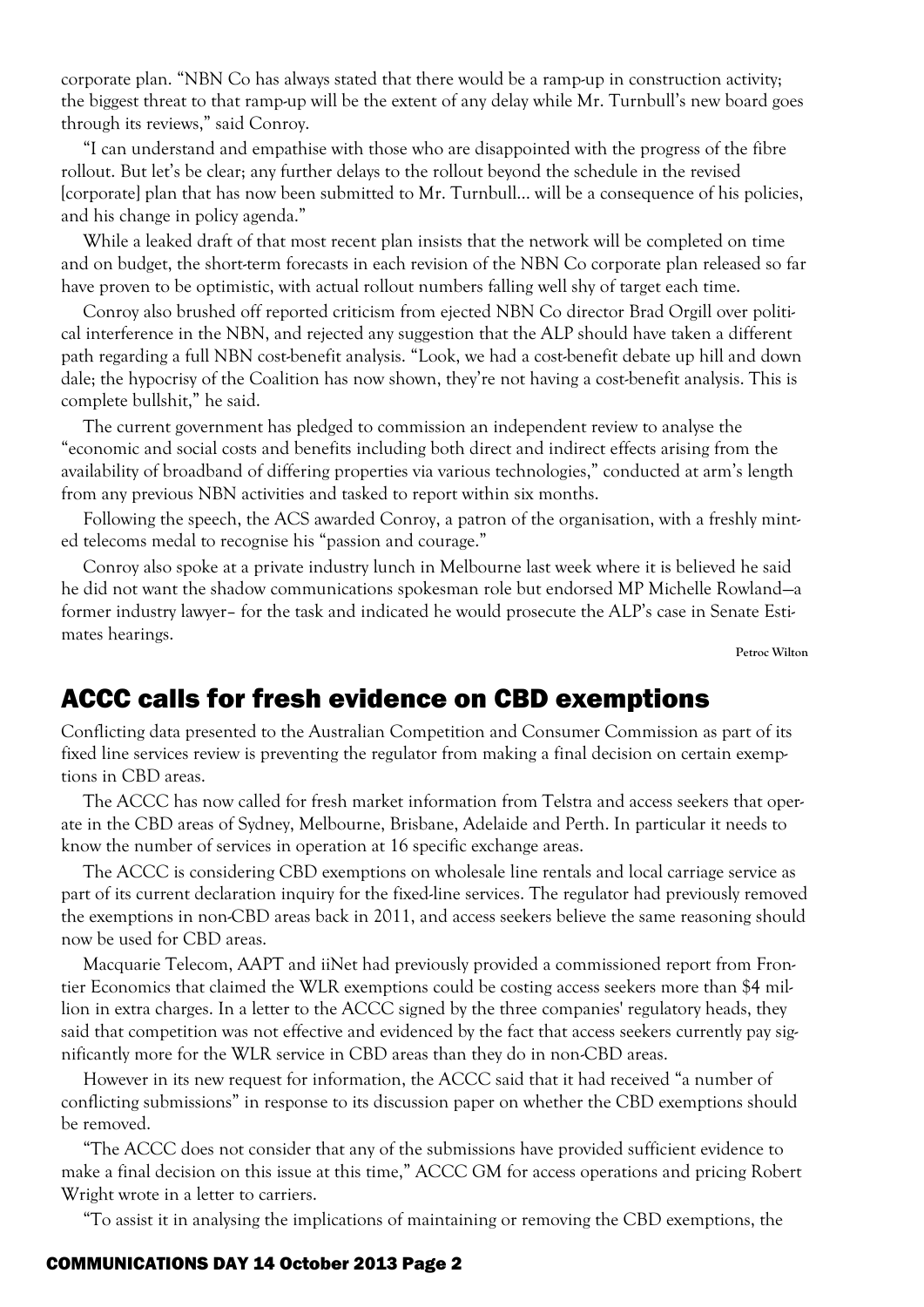corporate plan. "NBN Co has always stated that there would be a ramp-up in construction activity; the biggest threat to that ramp-up will be the extent of any delay while Mr. Turnbull's new board goes through its reviews," said Conroy.

"I can understand and empathise with those who are disappointed with the progress of the fibre rollout. But let's be clear; any further delays to the rollout beyond the schedule in the revised [corporate] plan that has now been submitted to Mr. Turnbull… will be a consequence of his policies, and his change in policy agenda."

While a leaked draft of that most recent plan insists that the network will be completed on time and on budget, the short-term forecasts in each revision of the NBN Co corporate plan released so far have proven to be optimistic, with actual rollout numbers falling well shy of target each time.

Conroy also brushed off reported criticism from ejected NBN Co director Brad Orgill over political interference in the NBN, and rejected any suggestion that the ALP should have taken a different path regarding a full NBN cost-benefit analysis. "Look, we had a cost-benefit debate up hill and down dale; the hypocrisy of the Coalition has now shown, they're not having a cost-benefit analysis. This is complete bullshit," he said.

The current government has pledged to commission an independent review to analyse the "economic and social costs and benefits including both direct and indirect effects arising from the availability of broadband of differing properties via various technologies," conducted at arm's length from any previous NBN activities and tasked to report within six months.

Following the speech, the ACS awarded Conroy, a patron of the organisation, with a freshly minted telecoms medal to recognise his "passion and courage."

Conroy also spoke at a private industry lunch in Melbourne last week where it is believed he said he did not want the shadow communications spokesman role but endorsed MP Michelle Rowland—a former industry lawyer– for the task and indicated he would prosecute the ALP's case in Senate Estimates hearings.

**Petroc Wilton**

## ACCC calls for fresh evidence on CBD exemptions

Conflicting data presented to the Australian Competition and Consumer Commission as part of its fixed line services review is preventing the regulator from making a final decision on certain exemptions in CBD areas.

The ACCC has now called for fresh market information from Telstra and access seekers that operate in the CBD areas of Sydney, Melbourne, Brisbane, Adelaide and Perth. In particular it needs to know the number of services in operation at 16 specific exchange areas.

The ACCC is considering CBD exemptions on wholesale line rentals and local carriage service as part of its current declaration inquiry for the fixed-line services. The regulator had previously removed the exemptions in non-CBD areas back in 2011, and access seekers believe the same reasoning should now be used for CBD areas.

Macquarie Telecom, AAPT and iiNet had previously provided a commissioned report from Frontier Economics that claimed the WLR exemptions could be costing access seekers more than $4 million in extra charges. In a letter to the ACCC signed by the three companies' regulatory heads, they said that competition was not effective and evidenced by the fact that access seekers currently pay significantly more for the WLR service in CBD areas than they do in non-CBD areas.

However in its new request for information, the ACCC said that it had received "a number of conflicting submissions" in response to its discussion paper on whether the CBD exemptions should be removed.

"The ACCC does not consider that any of the submissions have provided sufficient evidence to make a final decision on this issue at this time," ACCC GM for access operations and pricing Robert Wright wrote in a letter to carriers.

"To assist it in analysing the implications of maintaining or removing the CBD exemptions, the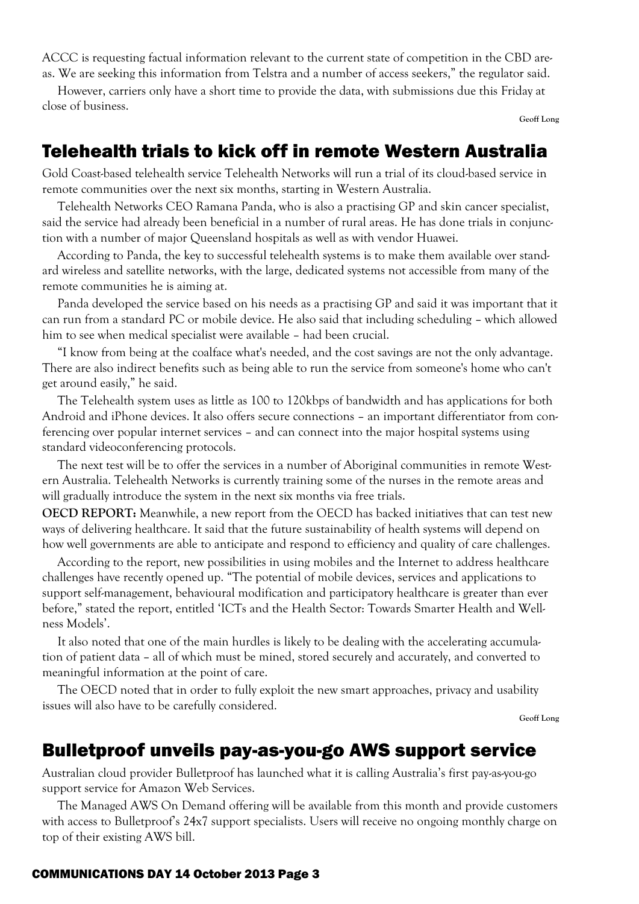ACCC is requesting factual information relevant to the current state of competition in the CBD areas. We are seeking this information from Telstra and a number of access seekers," the regulator said.

However, carriers only have a short time to provide the data, with submissions due this Friday at close of business.

Geoff Long

## Telehealth trials to kick off in remote Western Australia

Gold Coast-based telehealth service Telehealth Networks will run a trial of its cloud-based service in remote communities over the next six months, starting in Western Australia.

Telehealth Networks CEO Ramana Panda, who is also a practising GP and skin cancer specialist, said the service had already been beneficial in a number of rural areas. He has done trials in conjunction with a number of major Queensland hospitals as well as with vendor Huawei.

According to Panda, the key to successful telehealth systems is to make them available over standard wireless and satellite networks, with the large, dedicated systems not accessible from many of the remote communities he is aiming at.

Panda developed the service based on his needs as a practising GP and said it was important that it can run from a standard PC or mobile device. He also said that including scheduling – which allowed him to see when medical specialist were available – had been crucial.

"I know from being at the coalface what's needed, and the cost savings are not the only advantage. There are also indirect benefits such as being able to run the service from someone's home who can't get around easily," he said.

The Telehealth system uses as little as 100 to 120kbps of bandwidth and has applications for both Android and iPhone devices. It also offers secure connections – an important differentiator from conferencing over popular internet services – and can connect into the major hospital systems using standard videoconferencing protocols.

The next test will be to offer the services in a number of Aboriginal communities in remote Western Australia. Telehealth Networks is currently training some of the nurses in the remote areas and will gradually introduce the system in the next six months via free trials.

**OECD REPORT:** Meanwhile, a new report from the OECD has backed initiatives that can test new ways of delivering healthcare. It said that the future sustainability of health systems will depend on how well governments are able to anticipate and respond to efficiency and quality of care challenges.

According to the report, new possibilities in using mobiles and the Internet to address healthcare challenges have recently opened up. "The potential of mobile devices, services and applications to support self-management, behavioural modification and participatory healthcare is greater than ever before," stated the report, entitled 'ICTs and the Health Sector: Towards Smarter Health and Wellness Models'.

It also noted that one of the main hurdles is likely to be dealing with the accelerating accumulation of patient data – all of which must be mined, stored securely and accurately, and converted to meaningful information at the point of care.

The OECD noted that in order to fully exploit the new smart approaches, privacy and usability issues will also have to be carefully considered.

Geoff Long

## Bulletproof unveils pay-as-you-go AWS support service

Australian cloud provider Bulletproof has launched what it is calling Australia's first pay-as-you-go support service for Amazon Web Services.

The Managed AWS On Demand offering will be available from this month and provide customers with access to Bulletproof's 24x7 support specialists. Users will receive no ongoing monthly charge on top of their existing AWS bill.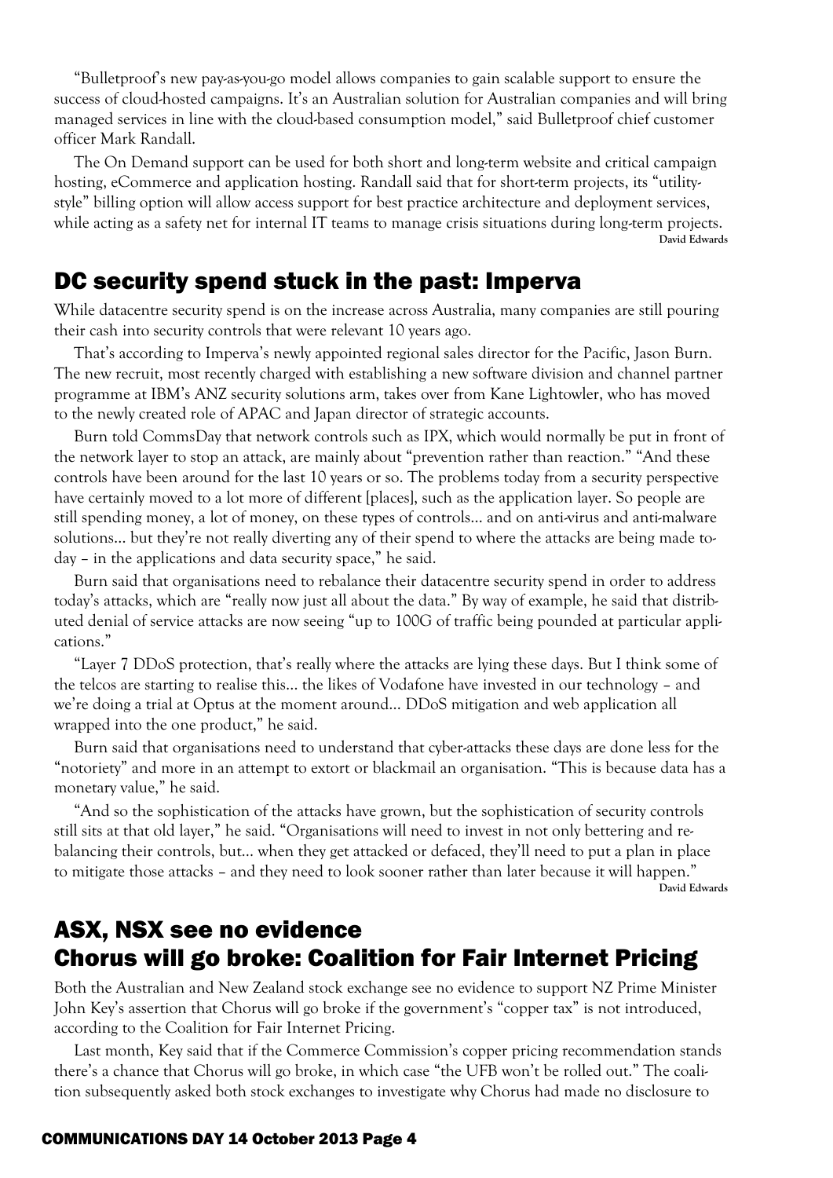"Bulletproof's new pay-as-you-go model allows companies to gain scalable support to ensure the success of cloud-hosted campaigns. It's an Australian solution for Australian companies and will bring managed services in line with the cloud-based consumption model," said Bulletproof chief customer officer Mark Randall.

The On Demand support can be used for both short and long-term website and critical campaign hosting, eCommerce and application hosting. Randall said that for short-term projects, its "utility-style" billing option will allow access support for best practice architecture and deployment services, while acting as a safety net for internal IT teams to manage crisis situations during long-term projects.

**David Edwards**

## DC security spend stuck in the past: Imperva

While datacentre security spend is on the increase across Australia, many companies are still pouring their cash into security controls that were relevant 10 years ago.

That's according to Imperva's newly appointed regional sales director for the Pacific, Jason Burn. The new recruit, most recently charged with establishing a new software division and channel partner programme at IBM's ANZ security solutions arm, takes over from Kane Lightowler, who has moved to the newly created role of APAC and Japan director of strategic accounts.

Burn told CommsDay that network controls such as IPX, which would normally be put in front of the network layer to stop an attack, are mainly about "prevention rather than reaction." "And these controls have been around for the last 10 years or so. The problems today from a security perspective have certainly moved to a lot more of different [places], such as the application layer. So people are still spending money, a lot of money, on these types of controls... and on anti-virus and anti-malware solutions... but they're not really diverting any of their spend to where the attacks are being made today – in the applications and data security space," he said.

Burn said that organisations need to rebalance their datacentre security spend in order to address today's attacks, which are "really now just all about the data." By way of example, he said that distributed denial of service attacks are now seeing "up to 100G of traffic being pounded at particular applications."

"Layer 7 DDoS protection, that's really where the attacks are lying these days. But I think some of the telcos are starting to realise this... the likes of Vodafone have invested in our technology – and we're doing a trial at Optus at the moment around... DDoS mitigation and web application all wrapped into the one product," he said.

Burn said that organisations need to understand that cyber-attacks these days are done less for the "notoriety" and more in an attempt to extort or blackmail an organisation. "This is because data has a monetary value," he said.

"And so the sophistication of the attacks have grown, but the sophistication of security controls still sits at that old layer," he said. "Organisations will need to invest in not only bettering and re-balancing their controls, but... when they get attacked or defaced, they'll need to put a plan in place to mitigate those attacks – and they need to look sooner rather than later because it will happen."

**David Edwards**

## ASX, NSX see no evidence Chorus will go broke: Coalition for Fair Internet Pricing

Both the Australian and New Zealand stock exchange see no evidence to support NZ Prime Minister John Key's assertion that Chorus will go broke if the government's "copper tax" is not introduced, according to the Coalition for Fair Internet Pricing.

Last month, Key said that if the Commerce Commission's copper pricing recommendation stands there's a chance that Chorus will go broke, in which case "the UFB won't be rolled out." The coalition subsequently asked both stock exchanges to investigate why Chorus had made no disclosure to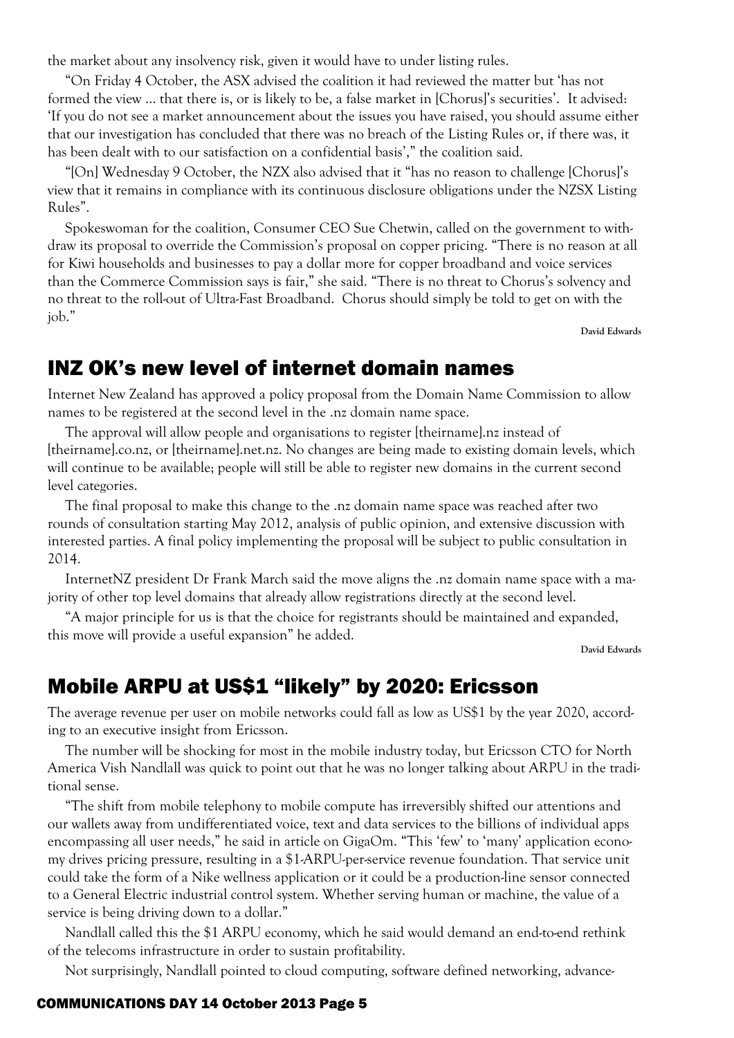the market about any insolvency risk, given it would have to under listing rules.

"On Friday 4 October, the ASX advised the coalition it had reviewed the matter but 'has not formed the view ... that there is, or is likely to be, a false market in [Chorus]'s securities'. It advised: 'If you do not see a market announcement about the issues you have raised, you should assume either that our investigation has concluded that there was no breach of the Listing Rules or, if there was, it has been dealt with to our satisfaction on a confidential basis'," the coalition said.

"[On] Wednesday 9 October, the NZX also advised that it "has no reason to challenge [Chorus]'s view that it remains in compliance with its continuous disclosure obligations under the NZSX Listing Rules".

Spokeswoman for the coalition, Consumer CEO Sue Chetwin, called on the government to withdraw its proposal to override the Commission's proposal on copper pricing. "There is no reason at all for Kiwi households and businesses to pay a dollar more for copper broadband and voice services than the Commerce Commission says is fair," she said. "There is no threat to Chorus's solvency and no threat to the roll-out of Ultra-Fast Broadband. Chorus should simply be told to get on with the job."

**David Edwards**

## INZ OK's new level of internet domain names

Internet New Zealand has approved a policy proposal from the Domain Name Commission to allow names to be registered at the second level in the .nz domain name space.

The approval will allow people and organisations to register [theirname].nz instead of [theirname].co.nz, or [theirname].net.nz. No changes are being made to existing domain levels, which will continue to be available; people will still be able to register new domains in the current second level categories.

The final proposal to make this change to the .nz domain name space was reached after two rounds of consultation starting May 2012, analysis of public opinion, and extensive discussion with interested parties. A final policy implementing the proposal will be subject to public consultation in 2014.

InternetNZ president Dr Frank March said the move aligns the .nz domain name space with a majority of other top level domains that already allow registrations directly at the second level.

"A major principle for us is that the choice for registrants should be maintained and expanded, this move will provide a useful expansion" he added.

**David Edwards**

## Mobile ARPU at US$1 "likely" by 2020: Ericsson

The average revenue per user on mobile networks could fall as low as US$1 by the year 2020, according to an executive insight from Ericsson.

The number will be shocking for most in the mobile industry today, but Ericsson CTO for North America Vish Nandlall was quick to point out that he was no longer talking about ARPU in the traditional sense.

"The shift from mobile telephony to mobile compute has irreversibly shifted our attentions and our wallets away from undifferentiated voice, text and data services to the billions of individual apps encompassing all user needs," he said in article on GigaOm. "This 'few' to 'many' application economy drives pricing pressure, resulting in a $1-ARPU-per-service revenue foundation. That service unit could take the form of a Nike wellness application or it could be a production-line sensor connected to a General Electric industrial control system. Whether serving human or machine, the value of a service is being driving down to a dollar."

Nandlall called this the $1 ARPU economy, which he said would demand an end-to-end rethink of the telecoms infrastructure in order to sustain profitability.

Not surprisingly, Nandlall pointed to cloud computing, software defined networking, advance-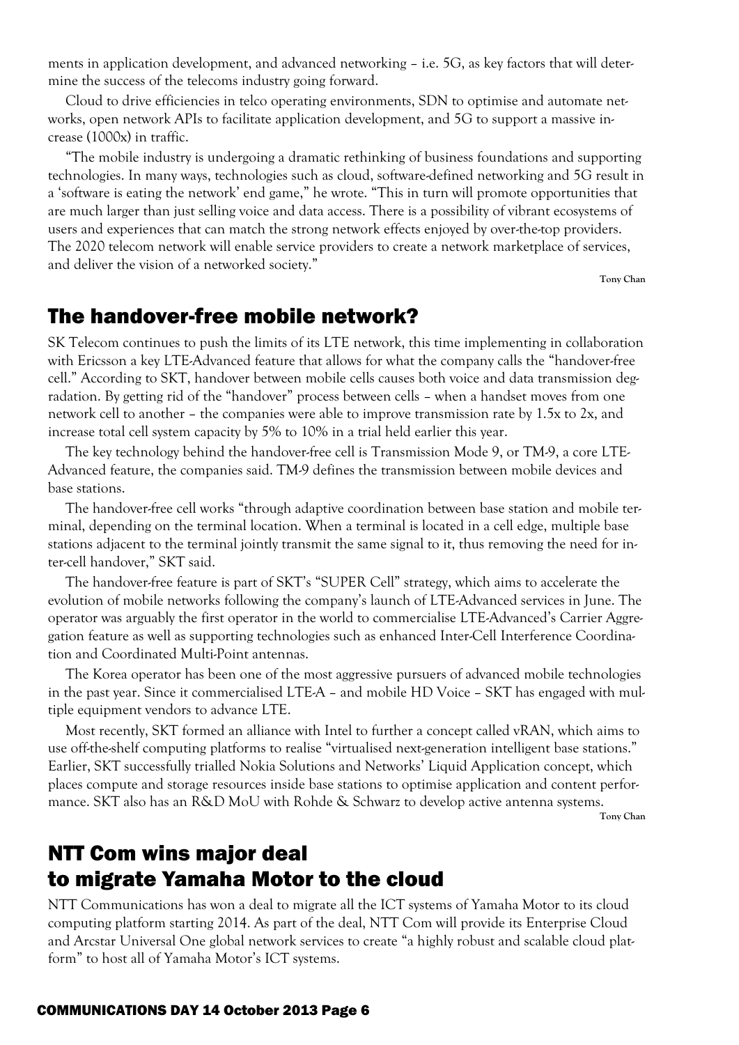ments in application development, and advanced networking – i.e. 5G, as key factors that will determine the success of the telecoms industry going forward.

Cloud to drive efficiencies in telco operating environments, SDN to optimise and automate networks, open network APIs to facilitate application development, and 5G to support a massive increase (1000x) in traffic.

"The mobile industry is undergoing a dramatic rethinking of business foundations and supporting technologies. In many ways, technologies such as cloud, software-defined networking and 5G result in a 'software is eating the network' end game," he wrote. "This in turn will promote opportunities that are much larger than just selling voice and data access. There is a possibility of vibrant ecosystems of users and experiences that can match the strong network effects enjoyed by over-the-top providers. The 2020 telecom network will enable service providers to create a network marketplace of services, and deliver the vision of a networked society."

**Tony Chan**

## The handover-free mobile network?

SK Telecom continues to push the limits of its LTE network, this time implementing in collaboration with Ericsson a key LTE-Advanced feature that allows for what the company calls the "handover-free cell." According to SKT, handover between mobile cells causes both voice and data transmission degradation. By getting rid of the "handover" process between cells – when a handset moves from one network cell to another – the companies were able to improve transmission rate by 1.5x to 2x, and increase total cell system capacity by 5% to 10% in a trial held earlier this year.

The key technology behind the handover-free cell is Transmission Mode 9, or TM-9, a core LTE-Advanced feature, the companies said. TM-9 defines the transmission between mobile devices and base stations.

The handover-free cell works "through adaptive coordination between base station and mobile terminal, depending on the terminal location. When a terminal is located in a cell edge, multiple base stations adjacent to the terminal jointly transmit the same signal to it, thus removing the need for inter-cell handover," SKT said.

The handover-free feature is part of SKT's "SUPER Cell" strategy, which aims to accelerate the evolution of mobile networks following the company's launch of LTE-Advanced services in June. The operator was arguably the first operator in the world to commercialise LTE-Advanced's Carrier Aggregation feature as well as supporting technologies such as enhanced Inter-Cell Interference Coordination and Coordinated Multi-Point antennas.

The Korea operator has been one of the most aggressive pursuers of advanced mobile technologies in the past year. Since it commercialised LTE-A – and mobile HD Voice – SKT has engaged with multiple equipment vendors to advance LTE.

Most recently, SKT formed an alliance with Intel to further a concept called vRAN, which aims to use off-the-shelf computing platforms to realise "virtualised next-generation intelligent base stations." Earlier, SKT successfully trialled Nokia Solutions and Networks' Liquid Application concept, which places compute and storage resources inside base stations to optimise application and content performance. SKT also has an R&D MoU with Rohde & Schwarz to develop active antenna systems.

**Tony Chan**

## NTT Com wins major deal to migrate Yamaha Motor to the cloud

NTT Communications has won a deal to migrate all the ICT systems of Yamaha Motor to its cloud computing platform starting 2014. As part of the deal, NTT Com will provide its Enterprise Cloud and Arcstar Universal One global network services to create "a highly robust and scalable cloud platform" to host all of Yamaha Motor's ICT systems.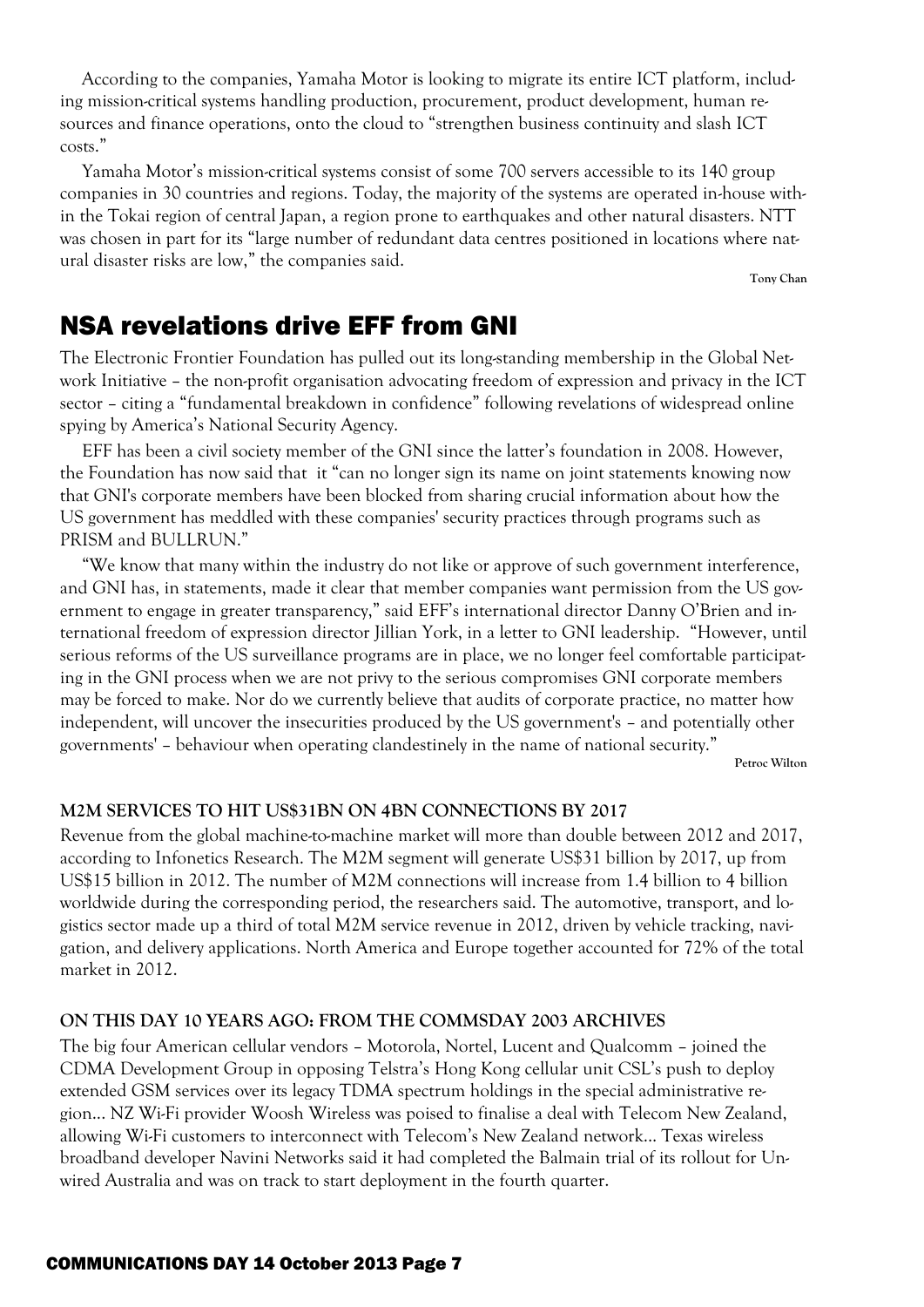According to the companies, Yamaha Motor is looking to migrate its entire ICT platform, including mission-critical systems handling production, procurement, product development, human resources and finance operations, onto the cloud to "strengthen business continuity and slash ICT costs."

Yamaha Motor's mission-critical systems consist of some 700 servers accessible to its 140 group companies in 30 countries and regions. Today, the majority of the systems are operated in-house within the Tokai region of central Japan, a region prone to earthquakes and other natural disasters. NTT was chosen in part for its "large number of redundant data centres positioned in locations where natural disaster risks are low," the companies said.

**Tony Chan**

## NSA revelations drive EFF from GNI

The Electronic Frontier Foundation has pulled out its long-standing membership in the Global Network Initiative – the non-profit organisation advocating freedom of expression and privacy in the ICT sector – citing a "fundamental breakdown in confidence" following revelations of widespread online spying by America's National Security Agency.

EFF has been a civil society member of the GNI since the latter's foundation in 2008. However, the Foundation has now said that it "can no longer sign its name on joint statements knowing now that GNI's corporate members have been blocked from sharing crucial information about how the US government has meddled with these companies' security practices through programs such as PRISM and BULLRUN."

"We know that many within the industry do not like or approve of such government interference, and GNI has, in statements, made it clear that member companies want permission from the US government to engage in greater transparency," said EFF's international director Danny O'Brien and international freedom of expression director Jillian York, in a letter to GNI leadership. "However, until serious reforms of the US surveillance programs are in place, we no longer feel comfortable participating in the GNI process when we are not privy to the serious compromises GNI corporate members may be forced to make. Nor do we currently believe that audits of corporate practice, no matter how independent, will uncover the insecurities produced by the US government's – and potentially other governments' – behaviour when operating clandestinely in the name of national security."

**Petroc Wilton**

### M2M SERVICES TO HIT US$31BN ON 4BN CONNECTIONS BY 2017

Revenue from the global machine-to-machine market will more than double between 2012 and 2017, according to Infonetics Research. The M2M segment will generate US$31 billion by 2017, up from US$15 billion in 2012. The number of M2M connections will increase from 1.4 billion to 4 billion worldwide during the corresponding period, the researchers said. The automotive, transport, and logistics sector made up a third of total M2M service revenue in 2012, driven by vehicle tracking, navigation, and delivery applications. North America and Europe together accounted for 72% of the total market in 2012.

### ON THIS DAY 10 YEARS AGO: FROM THE COMMSDAY 2003 ARCHIVES

The big four American cellular vendors – Motorola, Nortel, Lucent and Qualcomm – joined the CDMA Development Group in opposing Telstra's Hong Kong cellular unit CSL's push to deploy extended GSM services over its legacy TDMA spectrum holdings in the special administrative region... NZ Wi-Fi provider Woosh Wireless was poised to finalise a deal with Telecom New Zealand, allowing Wi-Fi customers to interconnect with Telecom's New Zealand network... Texas wireless broadband developer Navini Networks said it had completed the Balmain trial of its rollout for Unwired Australia and was on track to start deployment in the fourth quarter.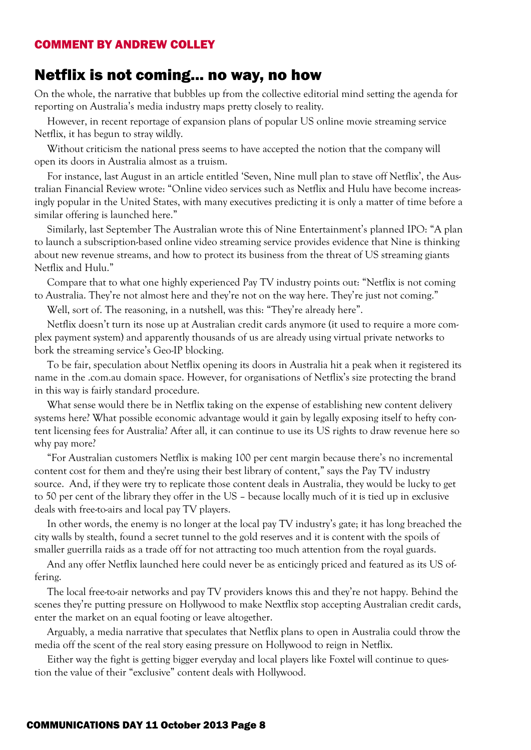## COMMENT BY ANDREW COLLEY

# Netflix is not coming... no way, no how

On the whole, the narrative that bubbles up from the collective editorial mind setting the agenda for reporting on Australia's media industry maps pretty closely to reality.

However, in recent reportage of expansion plans of popular US online movie streaming service Netflix, it has begun to stray wildly.

Without criticism the national press seems to have accepted the notion that the company will open its doors in Australia almost as a truism.

For instance, last August in an article entitled 'Seven, Nine mull plan to stave off Netflix', the Australian Financial Review wrote: "Online video services such as Netflix and Hulu have become increasingly popular in the United States, with many executives predicting it is only a matter of time before a similar offering is launched here."

Similarly, last September The Australian wrote this of Nine Entertainment's planned IPO: "A plan to launch a subscription-based online video streaming service provides evidence that Nine is thinking about new revenue streams, and how to protect its business from the threat of US streaming giants Netflix and Hulu."

Compare that to what one highly experienced Pay TV industry points out: "Netflix is not coming to Australia. They're not almost here and they're not on the way here. They're just not coming."

Well, sort of. The reasoning, in a nutshell, was this: "They're already here".

Netflix doesn't turn its nose up at Australian credit cards anymore (it used to require a more complex payment system) and apparently thousands of us are already using virtual private networks to bork the streaming service's Geo-IP blocking.

To be fair, speculation about Netflix opening its doors in Australia hit a peak when it registered its name in the .com.au domain space. However, for organisations of Netflix's size protecting the brand in this way is fairly standard procedure.

What sense would there be in Netflix taking on the expense of establishing new content delivery systems here? What possible economic advantage would it gain by legally exposing itself to hefty content licensing fees for Australia? After all, it can continue to use its US rights to draw revenue here so why pay more?

"For Australian customers Netflix is making 100 per cent margin because there's no incremental content cost for them and they're using their best library of content," says the Pay TV industry source. And, if they were try to replicate those content deals in Australia, they would be lucky to get to 50 per cent of the library they offer in the US – because locally much of it is tied up in exclusive deals with free-to-airs and local pay TV players.

In other words, the enemy is no longer at the local pay TV industry's gate; it has long breached the city walls by stealth, found a secret tunnel to the gold reserves and it is content with the spoils of smaller guerrilla raids as a trade off for not attracting too much attention from the royal guards.

And any offer Netflix launched here could never be as enticingly priced and featured as its US offering.

The local free-to-air networks and pay TV providers knows this and they're not happy. Behind the scenes they're putting pressure on Hollywood to make Nextflix stop accepting Australian credit cards, enter the market on an equal footing or leave altogether.

Arguably, a media narrative that speculates that Netflix plans to open in Australia could throw the media off the scent of the real story easing pressure on Hollywood to reign in Netflix.

Either way the fight is getting bigger everyday and local players like Foxtel will continue to question the value of their "exclusive" content deals with Hollywood.